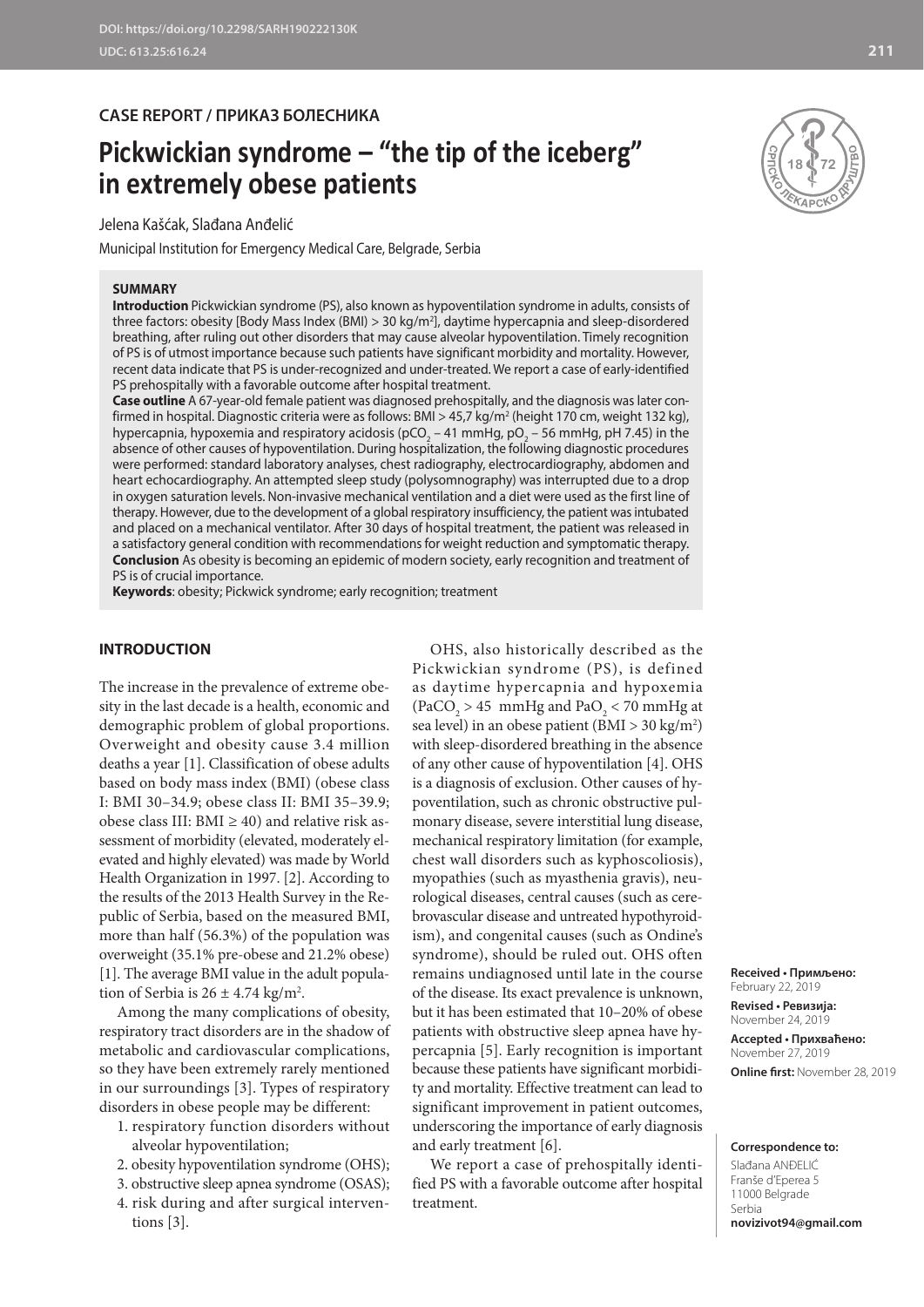DOI: https://doi.org/10.2298/SARH190222130K

UDC: 613.25:616.24

**CASE REPORT / ПРИКАЗ БОЛЕСНИКА**

# Pickwickian syndrome – "the tip of the iceberg" in extremely obese patients

Jelena Kašćak, Slađana Anđelić

Municipal Institution for Emergency Medical Care, Belgrade, Serbia

## SUMMARY

**Introduction** Pickwickian syndrome (PS), also known as hypoventilation syndrome in adults, consists of three factors: obesity [Body Mass Index (BMI) > 30 kg/m²], daytime hypercapnia and sleep-disordered breathing, after ruling out other disorders that may cause alveolar hypoventilation. Timely recognition of PS is of utmost importance because such patients have significant morbidity and mortality. However, recent data indicate that PS is under-recognized and under-treated. We report a case of early-identified PS prehospitally with a favorable outcome after hospital treatment.

**Case outline** A 67-year-old female patient was diagnosed prehospitally, and the diagnosis was later confirmed in hospital. Diagnostic criteria were as follows: BMI > 45,7 kg/m² (height 170 cm, weight 132 kg), hypercapnia, hypoxemia and respiratory acidosis ($pCO_2$ – 41 mmHg, $pO_2$ – 56 mmHg, pH 7.45) in the absence of other causes of hypoventilation. During hospitalization, the following diagnostic procedures were performed: standard laboratory analyses, chest radiography, electrocardiography, abdomen and heart echocardiography. An attempted sleep study (polysomnography) was interrupted due to a drop in oxygen saturation levels. Non-invasive mechanical ventilation and a diet were used as the first line of therapy. However, due to the development of a global respiratory insufficiency, the patient was intubated and placed on a mechanical ventilator. After 30 days of hospital treatment, the patient was released in a satisfactory general condition with recommendations for weight reduction and symptomatic therapy.

**Conclusion** As obesity is becoming an epidemic of modern society, early recognition and treatment of PS is of crucial importance.

**Keywords**: obesity; Pickwick syndrome; early recognition; treatment

## INTRODUCTION

The increase in the prevalence of extreme obesity in the last decade is a health, economic and demographic problem of global proportions. Overweight and obesity cause 3.4 million deaths a year [1]. Classification of obese adults based on body mass index (BMI) (obese class I: BMI 30–34.9; obese class II: BMI 35–39.9; obese class III: BMI ≥ 40) and relative risk assessment of morbidity (elevated, moderately elevated and highly elevated) was made by World Health Organization in 1997. [2]. According to the results of the 2013 Health Survey in the Republic of Serbia, based on the measured BMI, more than half (56.3%) of the population was overweight (35.1% pre-obese and 21.2% obese) [1]. The average BMI value in the adult population of Serbia is 26 ± 4.74 kg/m².

Among the many complications of obesity, respiratory tract disorders are in the shadow of metabolic and cardiovascular complications, so they have been extremely rarely mentioned in our surroundings [3]. Types of respiratory disorders in obese people may be different:

1. respiratory function disorders without alveolar hypoventilation;
2. obesity hypoventilation syndrome (OHS);
3. obstructive sleep apnea syndrome (OSAS);
4. risk during and after surgical interventions [3].

OHS, also historically described as the Pickwickian syndrome (PS), is defined as daytime hypercapnia and hypoxemia ($PaCO_2$ > 45 mmHg and $PaO_2$ < 70 mmHg at sea level) in an obese patient (BMI > 30 kg/m²) with sleep-disordered breathing in the absence of any other cause of hypoventilation [4]. OHS is a diagnosis of exclusion. Other causes of hypoventilation, such as chronic obstructive pulmonary disease, severe interstitial lung disease, mechanical respiratory limitation (for example, chest wall disorders such as kyphoscoliosis), myopathies (such as myasthenia gravis), neurological diseases, central causes (such as cerebrovascular disease and untreated hypothyroidism), and congenital causes (such as Ondine's syndrome), should be ruled out. OHS often remains undiagnosed until late in the course of the disease. Its exact prevalence is unknown, but it has been estimated that 10–20% of obese patients with obstructive sleep apnea have hypercapnia [5]. Early recognition is important because these patients have significant morbidity and mortality. Effective treatment can lead to significant improvement in patient outcomes, underscoring the importance of early diagnosis and early treatment [6].

We report a case of prehospitally identified PS with a favorable outcome after hospital treatment.

**Received • Примљено:** February 22, 2019

**Revised • Ревизија:** November 24, 2019

**Accepted • Прихваћено:** November 27, 2019

**Online first:** November 28, 2019

**Correspondence to:**

Slađana ANĐELIĆ
Franše d'Eperea 5
11000 Belgrade
Serbia
**novizivot94@gmail.com**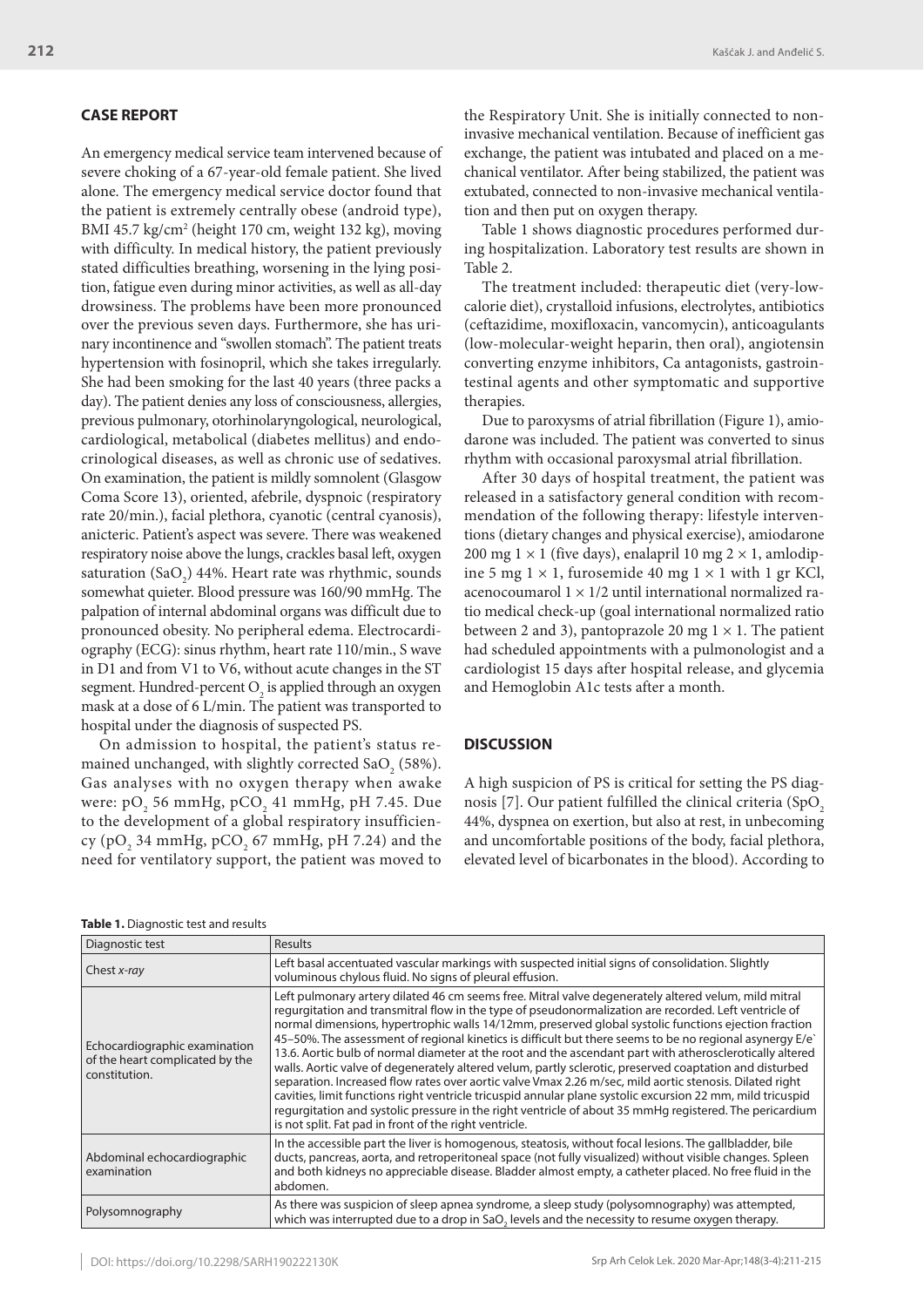## CASE REPORT

An emergency medical service team intervened because of severe choking of a 67-year-old female patient. She lived alone. The emergency medical service doctor found that the patient is extremely centrally obese (android type), BMI 45.7 kg/cm$^2$ (height 170 cm, weight 132 kg), moving with difficulty. In medical history, the patient previously stated difficulties breathing, worsening in the lying position, fatigue even during minor activities, as well as all-day drowsiness. The problems have been more pronounced over the previous seven days. Furthermore, she has urinary incontinence and "swollen stomach". The patient treats hypertension with fosinopril, which she takes irregularly. She had been smoking for the last 40 years (three packs a day). The patient denies any loss of consciousness, allergies, previous pulmonary, otorhinolaryngological, neurological, cardiological, metabolical (diabetes mellitus) and endocrinological diseases, as well as chronic use of sedatives. On examination, the patient is mildly somnolent (Glasgow Coma Score 13), oriented, afebrile, dyspnoic (respiratory rate 20/min.), facial plethora, cyanotic (central cyanosis), anicteric. Patient's aspect was severe. There was weakened respiratory noise above the lungs, crackles basal left, oxygen saturation ($SaO_2$) 44%. Heart rate was rhythmic, sounds somewhat quieter. Blood pressure was 160/90 mmHg. The palpation of internal abdominal organs was difficult due to pronounced obesity. No peripheral edema. Electrocardiography (ECG): sinus rhythm, heart rate 110/min., S wave in D1 and from V1 to V6, without acute changes in the ST segment. Hundred-percent $O_2$ is applied through an oxygen mask at a dose of 6 L/min. The patient was transported to hospital under the diagnosis of suspected PS.

On admission to hospital, the patient's status remained unchanged, with slightly corrected $SaO_2$ (58%). Gas analyses with no oxygen therapy when awake were: $pO_2$ 56 mmHg, $pCO_2$ 41 mmHg, pH 7.45. Due to the development of a global respiratory insufficiency ($pO_2$ 34 mmHg, $pCO_2$ 67 mmHg, pH 7.24) and the need for ventilatory support, the patient was moved to the Respiratory Unit. She is initially connected to non-invasive mechanical ventilation. Because of inefficient gas exchange, the patient was intubated and placed on a mechanical ventilator. After being stabilized, the patient was extubated, connected to non-invasive mechanical ventilation and then put on oxygen therapy.

Table 1 shows diagnostic procedures performed during hospitalization. Laboratory test results are shown in Table 2.

The treatment included: therapeutic diet (very-low-calorie diet), crystalloid infusions, electrolytes, antibiotics (ceftazidime, moxifloxacin, vancomycin), anticoagulants (low-molecular-weight heparin, then oral), angiotensin converting enzyme inhibitors, Ca antagonists, gastrointestinal agents and other symptomatic and supportive therapies.

Due to paroxysms of atrial fibrillation (Figure 1), amiodarone was included. The patient was converted to sinus rhythm with occasional paroxysmal atrial fibrillation.

After 30 days of hospital treatment, the patient was released in a satisfactory general condition with recommendation of the following therapy: lifestyle interventions (dietary changes and physical exercise), amiodarone 200 mg 1 × 1 (five days), enalapril 10 mg 2 × 1, amlodipine 5 mg 1 × 1, furosemide 40 mg 1 × 1 with 1 gr KCl, acenocoumarol 1 × 1/2 until international normalized ratio medical check-up (goal international normalized ratio between 2 and 3), pantoprazole 20 mg 1 × 1. The patient had scheduled appointments with a pulmonologist and a cardiologist 15 days after hospital release, and glycemia and Hemoglobin A1c tests after a month.

## DISCUSSION

A high suspicion of PS is critical for setting the PS diagnosis [7]. Our patient fulfilled the clinical criteria ($SpO_2$ 44%, dyspnea on exertion, but also at rest, in unbecoming and uncomfortable positions of the body, facial plethora, elevated level of bicarbonates in the blood). According to

**Table 1.** Diagnostic test and results

| Diagnostic test | Results |
|---|---|
| Chest *x-ray* | Left basal accentuated vascular markings with suspected initial signs of consolidation. Slightly voluminous chylous fluid. No signs of pleural effusion. |
| Echocardiographic examination of the heart complicated by the constitution. | Left pulmonary artery dilated 46 cm seems free. Mitral valve degenerately altered velum, mild mitral regurgitation and transmitral flow in the type of pseudonormalization are recorded. Left ventricle of normal dimensions, hypertrophic walls 14/12mm, preserved global systolic functions ejection fraction 45–50%. The assessment of regional kinetics is difficult but there seems to be no regional asynergy E/e` 13.6. Aortic bulb of normal diameter at the root and the ascendant part with atherosclerotically altered walls. Aortic valve of degenerately altered velum, partly sclerotic, preserved coaptation and disturbed separation. Increased flow rates over aortic valve Vmax 2.26 m/sec, mild aortic stenosis. Dilated right cavities, limit functions right ventricle tricuspid annular plane systolic excursion 22 mm, mild tricuspid regurgitation and systolic pressure in the right ventricle of about 35 mmHg registered. The pericardium is not split. Fat pad in front of the right ventricle. |
| Abdominal echocardiographic examination | In the accessible part the liver is homogenous, steatosis, without focal lesions. The gallbladder, bile ducts, pancreas, aorta, and retroperitoneal space (not fully visualized) without visible changes. Spleen and both kidneys no appreciable disease. Bladder almost empty, a catheter placed. No free fluid in the abdomen. |
| Polysomnography | As there was suspicion of sleep apnea syndrome, a sleep study (polysomnography) was attempted, which was interrupted due to a drop in $SaO_2$ levels and the necessity to resume oxygen therapy. |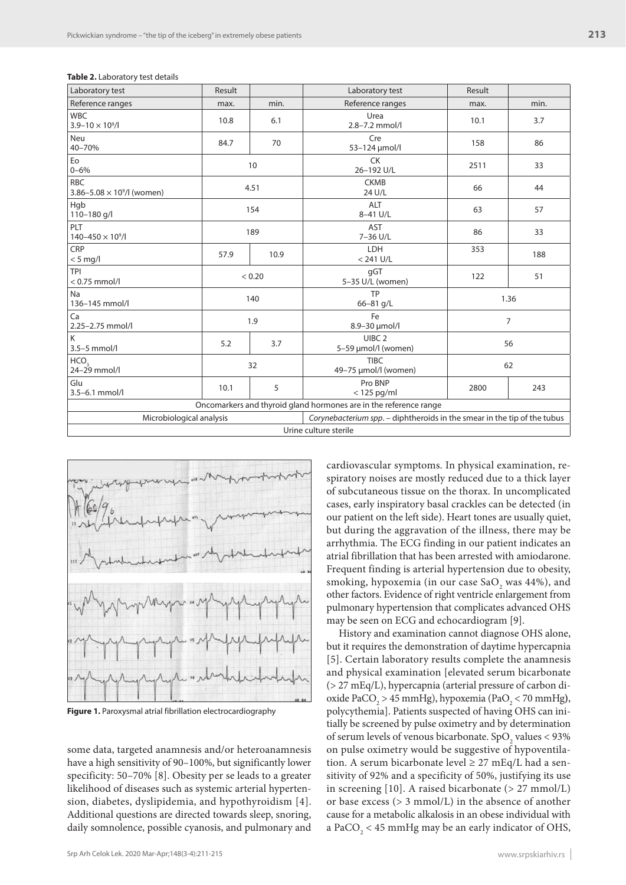**Table 2.** Laboratory test details

| Laboratory test | Result | | Laboratory test | Result | |
|---|---|---|---|---|---|
| Reference ranges | max. | min. | Reference ranges | max. | min. |
| WBC<br>$3.9–10 \times 10^9$/l | 10.8 | 6.1 | Urea<br>2.8–7.2 mmol/l | 10.1 | 3.7 |
| Neu<br>40–70% | 84.7 | 70 | Cre<br>53–124 µmol/l | 158 | 86 |
| Eo<br>0–6% | 10 | | CK<br>26–192 U/L | 2511 | 33 |
| RBC<br>$3.86–5.08 \times 10^9$/l (women) | 4.51 | | CKMB<br>24 U/L | 66 | 44 |
| Hgb<br>110–180 g/l | 154 | | ALT<br>8–41 U/L | 63 | 57 |
| PLT<br>$140–450 \times 10^9$/l | 189 | | AST<br>7–36 U/L | 86 | 33 |
| CRP<br>< 5 mg/l | 57.9 | 10.9 | LDH<br>< 241 U/L | 353 | 188 |
| TPI<br>< 0.75 mmol/l | < 0.20 | | gGT<br>5–35 U/L (women) | 122 | 51 |
| Na<br>136–145 mmol/l | 140 | | TP<br>66–81 g/L | 1.36 | |
| Ca<br>2.25–2.75 mmol/l | 1.9 | | Fe<br>8.9–30 µmol/l | 7 | |
| K<br>3.5–5 mmol/l | 5.2 | 3.7 | UIBC 2<br>5–59 µmol/l (women) | 56 | |
| $HCO_3$<br>24–29 mmol/l | 32 | | TIBC<br>49–75 µmol/l (women) | 62 | |
| Glu<br>3.5–6.1 mmol/l | 10.1 | 5 | Pro BNP<br>< 125 pg/ml | 2800 | 243 |
| Oncomarkers and thyroid gland hormones are in the reference range | | | | | |
| Microbiological analysis | | | *Corynebacterium spp.* – diphtheroids in the smear in the tip of the tubus | | |
| Urine culture sterile | | | | | |

**Figure 1.** Paroxysmal atrial fibrillation electrocardiography

some data, targeted anamnesis and/or heteroanamnesis have a high sensitivity of 90–100%, but significantly lower specificity: 50–70% [8]. Obesity per se leads to a greater likelihood of diseases such as systemic arterial hypertension, diabetes, dyslipidemia, and hypothyroidism [4]. Additional questions are directed towards sleep, snoring, daily somnolence, possible cyanosis, and pulmonary and cardiovascular symptoms. In physical examination, respiratory noises are mostly reduced due to a thick layer of subcutaneous tissue on the thorax. In uncomplicated cases, early inspiratory basal crackles can be detected (in our patient on the left side). Heart tones are usually quiet, but during the aggravation of the illness, there may be arrhythmia. The ECG finding in our patient indicates an atrial fibrillation that has been arrested with amiodarone. Frequent finding is arterial hypertension due to obesity, smoking, hypoxemia (in our case $SaO_2$ was 44%), and other factors. Evidence of right ventricle enlargement from pulmonary hypertension that complicates advanced OHS may be seen on ECG and echocardiogram [9].

History and examination cannot diagnose OHS alone, but it requires the demonstration of daytime hypercapnia [5]. Certain laboratory results complete the anamnesis and physical examination [elevated serum bicarbonate (> 27 mEq/L), hypercapnia (arterial pressure of carbon dioxide $PaCO_2$ > 45 mmHg), hypoxemia ($PaO_2$ < 70 mmHg), polycythemia]. Patients suspected of having OHS can initially be screened by pulse oximetry and by determination of serum levels of venous bicarbonate. $SpO_2$ values < 93% on pulse oximetry would be suggestive of hypoventilation. A serum bicarbonate level ≥ 27 mEq/L had a sensitivity of 92% and a specificity of 50%, justifying its use in screening [10]. A raised bicarbonate (> 27 mmol/L) or base excess (> 3 mmol/L) in the absence of another cause for a metabolic alkalosis in an obese individual with a $PaCO_2$ < 45 mmHg may be an early indicator of OHS,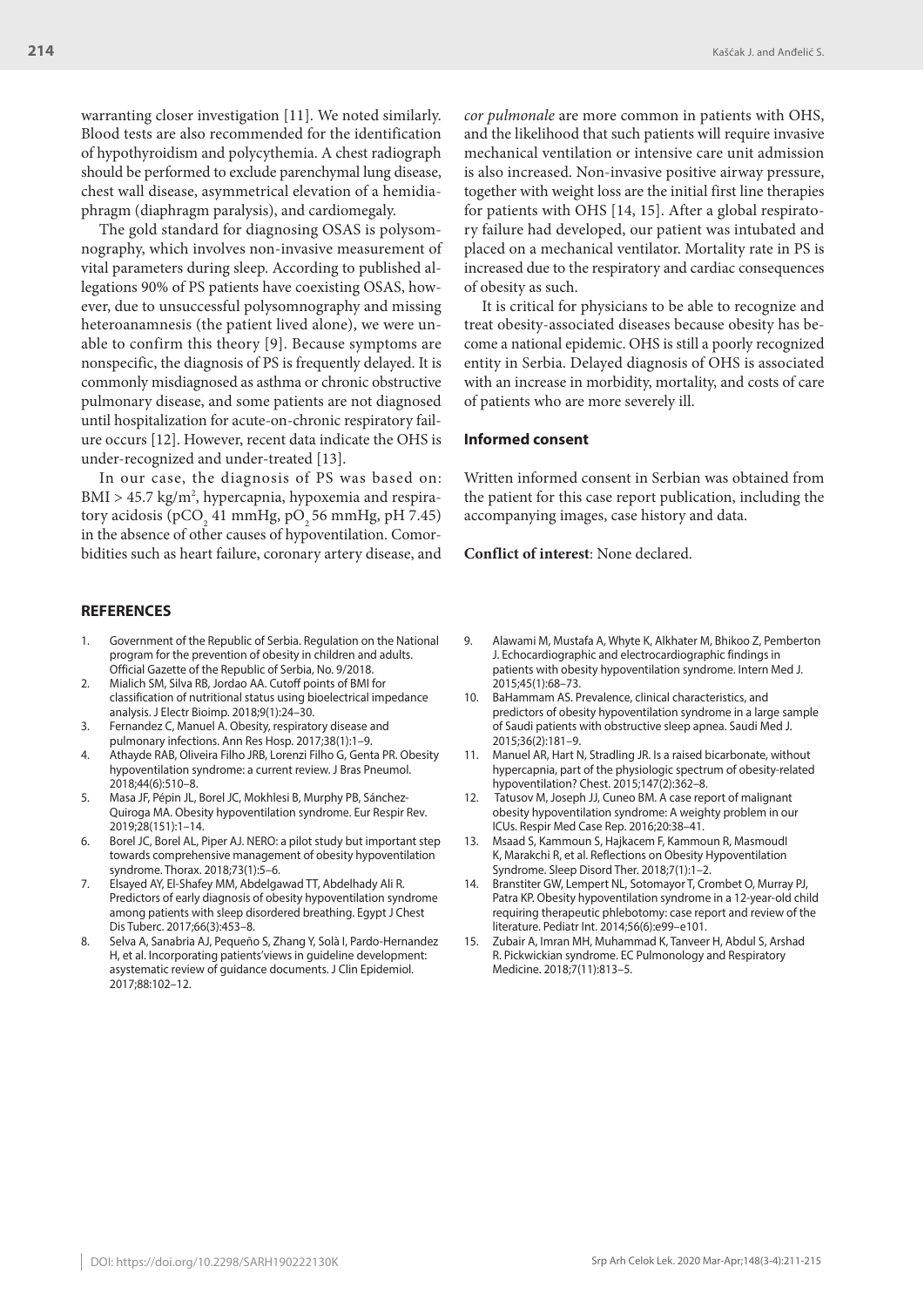warranting closer investigation [11]. We noted similarly. Blood tests are also recommended for the identification of hypothyroidism and polycythemia. A chest radiograph should be performed to exclude parenchymal lung disease, chest wall disease, asymmetrical elevation of a hemidiaphragm (diaphragm paralysis), and cardiomegaly.

The gold standard for diagnosing OSAS is polysomnography, which involves non-invasive measurement of vital parameters during sleep. According to published allegations 90% of PS patients have coexisting OSAS, however, due to unsuccessful polysomnography and missing heteroanamnesis (the patient lived alone), we were unable to confirm this theory [9]. Because symptoms are nonspecific, the diagnosis of PS is frequently delayed. It is commonly misdiagnosed as asthma or chronic obstructive pulmonary disease, and some patients are not diagnosed until hospitalization for acute-on-chronic respiratory failure occurs [12]. However, recent data indicate the OHS is under-recognized and under-treated [13].

In our case, the diagnosis of PS was based on: BMI > 45.7 kg/$m^2$, hypercapnia, hypoxemia and respiratory acidosis ($pCO_2$ 41 mmHg, $pO_2$ 56 mmHg, pH 7.45) in the absence of other causes of hypoventilation. Comorbidities such as heart failure, coronary artery disease, and *cor pulmonale* are more common in patients with OHS, and the likelihood that such patients will require invasive mechanical ventilation or intensive care unit admission is also increased. Non-invasive positive airway pressure, together with weight loss are the initial first line therapies for patients with OHS [14, 15]. After a global respiratory failure had developed, our patient was intubated and placed on a mechanical ventilator. Mortality rate in PS is increased due to the respiratory and cardiac consequences of obesity as such.

It is critical for physicians to be able to recognize and treat obesity-associated diseases because obesity has become a national epidemic. OHS is still a poorly recognized entity in Serbia. Delayed diagnosis of OHS is associated with an increase in morbidity, mortality, and costs of care of patients who are more severely ill.

### Informed consent

Written informed consent in Serbian was obtained from the patient for this case report publication, including the accompanying images, case history and data.

**Conflict of interest**: None declared.

## REFERENCES

1. Government of the Republic of Serbia. Regulation on the National program for the prevention of obesity in children and adults. Official Gazette of the Republic of Serbia, No. 9/2018.
2. Mialich SM, Silva RB, Jordao AA. Cutoff points of BMI for classification of nutritional status using bioelectrical impedance analysis. J Electr Bioimp. 2018;9(1):24–30.
3. Fernandez C, Manuel A. Obesity, respiratory disease and pulmonary infections. Ann Res Hosp. 2017;38(1):1–9.
4. Athayde RAB, Oliveira Filho JRB, Lorenzi Filho G, Genta PR. Obesity hypoventilation syndrome: a current review. J Bras Pneumol. 2018;44(6):510–8.
5. Masa JF, Pépin JL, Borel JC, Mokhlesi B, Murphy PB, Sánchez-Quiroga MA. Obesity hypoventilation syndrome. Eur Respir Rev. 2019;28(151):1–14.
6. Borel JC, Borel AL, Piper AJ. NERO: a pilot study but important step towards comprehensive management of obesity hypoventilation syndrome. Thorax. 2018;73(1):5–6.
7. Elsayed AY, El-Shafey MM, Abdelgawad TT, Abdelhady Ali R. Predictors of early diagnosis of obesity hypoventilation syndrome among patients with sleep disordered breathing. Egypt J Chest Dis Tuberc. 2017;66(3):453–8.
8. Selva A, Sanabria AJ, Pequeño S, Zhang Y, Solà I, Pardo-Hernandez H, et al. Incorporating patients'views in guideline development: asystematic review of guidance documents. J Clin Epidemiol. 2017;88:102–12.
9. Alawami M, Mustafa A, Whyte K, Alkhater M, Bhikoo Z, Pemberton J. Echocardiographic and electrocardiographic findings in patients with obesity hypoventilation syndrome. Intern Med J. 2015;45(1):68–73.
10. BaHammam AS. Prevalence, clinical characteristics, and predictors of obesity hypoventilation syndrome in a large sample of Saudi patients with obstructive sleep apnea. Saudi Med J. 2015;36(2):181–9.
11. Manuel AR, Hart N, Stradling JR. Is a raised bicarbonate, without hypercapnia, part of the physiologic spectrum of obesity-related hypoventilation? Chest. 2015;147(2):362–8.
12. Tatusov M, Joseph JJ, Cuneo BM. A case report of malignant obesity hypoventilation syndrome: A weighty problem in our ICUs. Respir Med Case Rep. 2016;20:38–41.
13. Msaad S, Kammoun S, Hajkacem F, Kammoun R, Masmoudl K, Marakchi R, et al. Reflections on Obesity Hypoventilation Syndrome. Sleep Disord Ther. 2018;7(1):1–2.
14. Branstiter GW, Lempert NL, Sotomayor T, Crombet O, Murray PJ, Patra KP. Obesity hypoventilation syndrome in a 12-year-old child requiring therapeutic phlebotomy: case report and review of the literature. Pediatr Int. 2014;56(6):e99–e101.
15. Zubair A, Imran MH, Muhammad K, Tanveer H, Abdul S, Arshad R. Pickwickian syndrome. EC Pulmonology and Respiratory Medicine. 2018;7(11):813–5.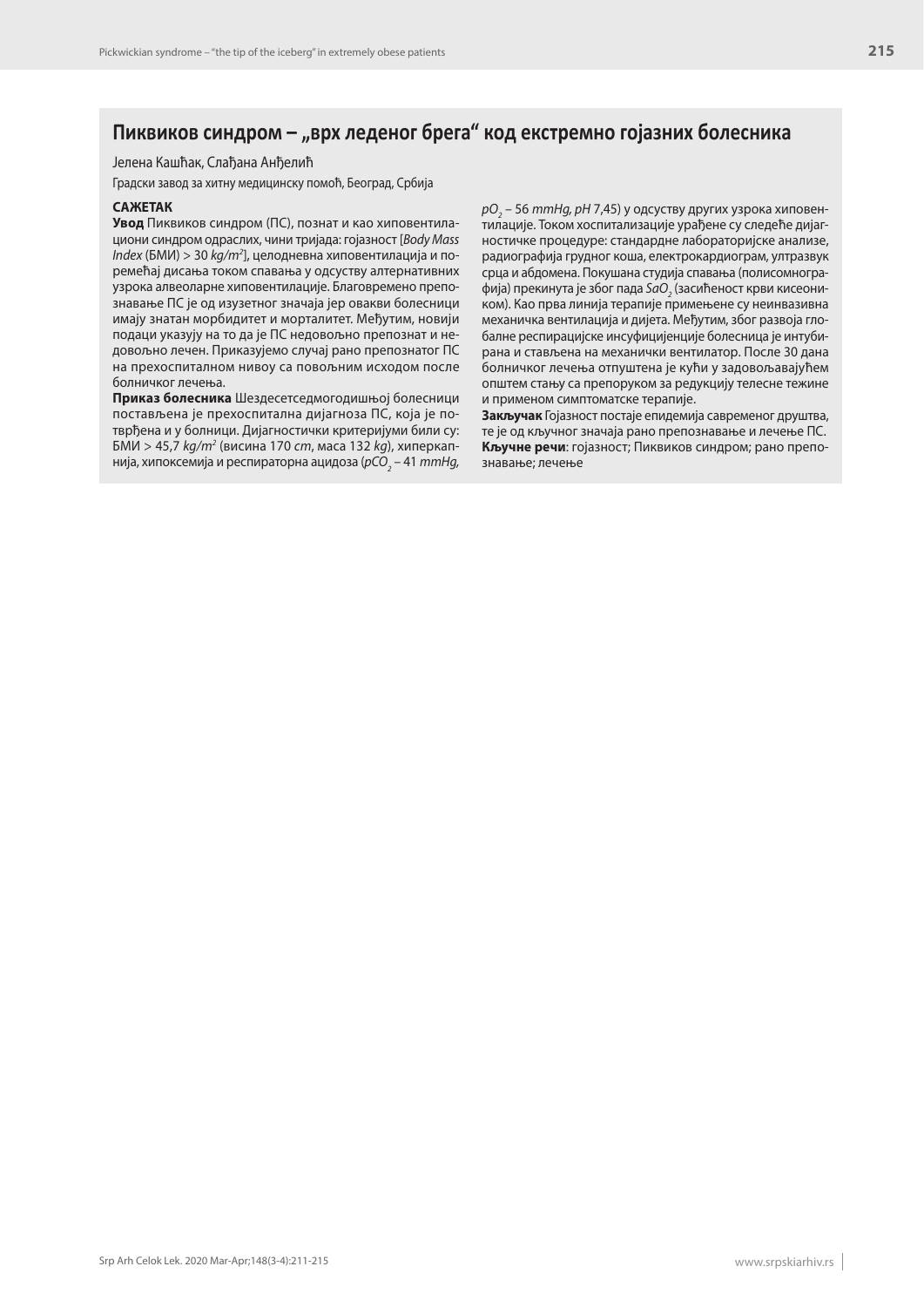# Пиквиков синдром – „врх леденог брега“ код екстремно гојазних болесника

Јелена Кашћак, Слађана Анђелић

Градски завод за хитну медицинску помоћ, Београд, Србија

## САЖЕТАК

**Увод** Пиквиков синдром (ПС), познат и као хиповентилациони синдром одраслих, чини тријада: гојазност [*Body Mass Index* (БМИ) > 30 *kg/m²*], целодневна хиповентилација и поремећај дисања током спавања у одсуству алтернативних узрока алвеоларне хиповентилације. Благовремено препознавање ПС је од изузетног значаја јер овакви болесници имају знатан морбидитет и морталитет. Међутим, новији подаци указују на то да је ПС недовољно препознат и недовољно лечен. Приказујемо случај рано препознатог ПС на прехоспиталном нивоу са повољним исходом после болничког лечења.

**Приказ болесника** Шездесетседмогодишњој болесници постављена је прехоспитална дијагноза ПС, која је потврђена и у болници. Дијагностички критеријуми били су: БМИ > 45,7 *kg/m²* (висина 170 *cm*, маса 132 *kg*), хиперкапнија, хипоксемија и респираторна ацидоза ($pCO_2$ – 41 *mmHg*, $pO_2$ – 56 *mmHg*, *pH* 7,45) у одсуству других узрока хиповентилације. Током хоспитализације урађене су следеће дијагностичке процедуре: стандардне лабораторијске анализе, радиографија грудног коша, електрокардиограм, ултразвук срца и абдомена. Покушана студија спавања (полисомнографија) прекинута је због пада $SaO_2$ (засићеност крви кисеоником). Као прва линија терапије примењене су неинвазивна механичка вентилација и дијета. Међутим, због развоја глобалне респирацијске инсуфицијенције болесница је интубирана и стављена на механички вентилатор. После 30 дана болничког лечења отпуштена је кући у задовољавајућем општем стању са препоруком за редукцију телесне тежине и применом симптоматске терапије.

**Закључак** Гојазност постаје епидемија савременог друштва, те је од кључног значаја рано препознавање и лечење ПС.

**Кључне речи**: гојазност; Пиквиков синдром; рано препознавање; лечење